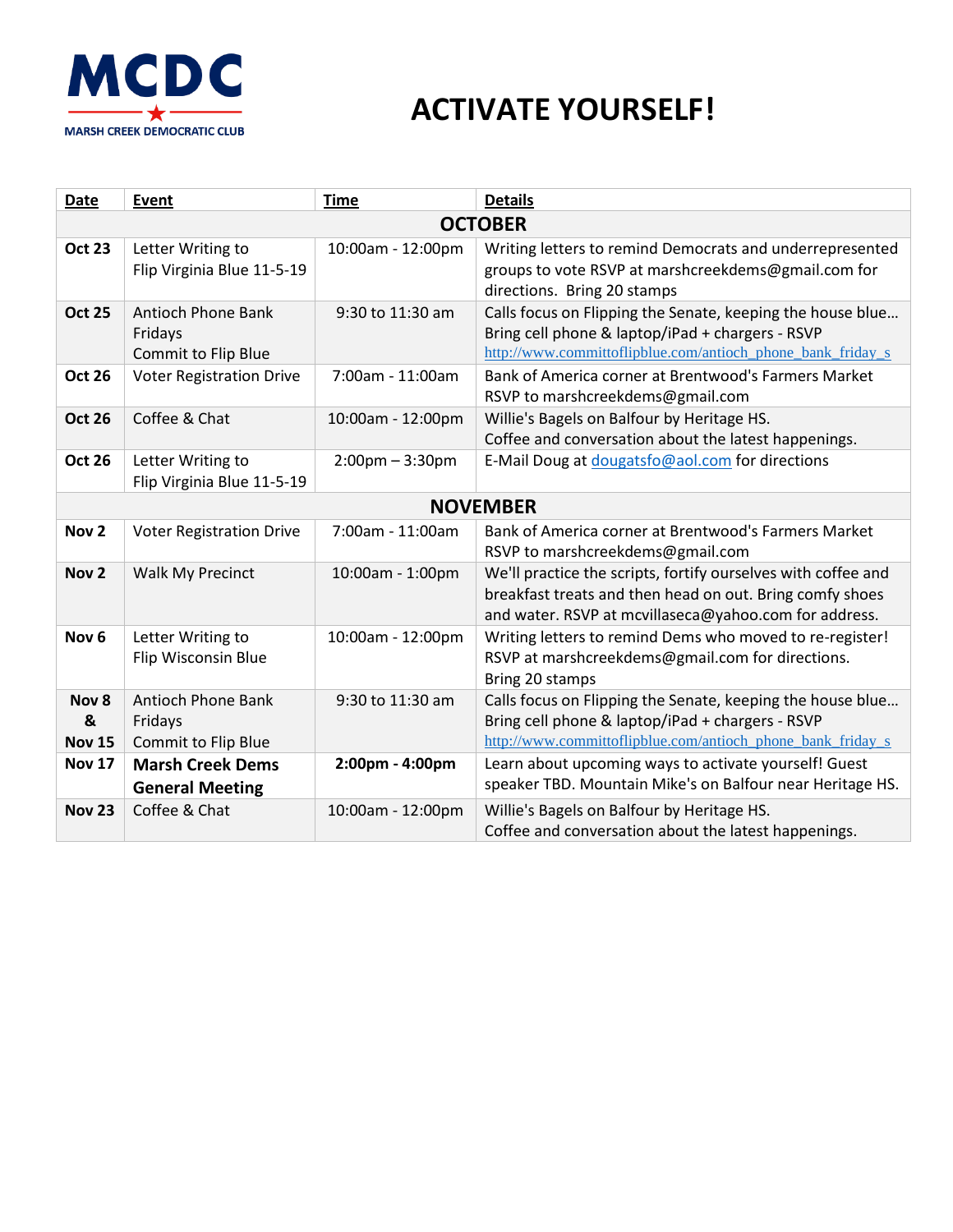MCDC

MARSH CREEK DEMOCRATIC CLUB

# ACTIVATE YOURSELF!

| Date | Event | Time | Details |
|---|---|---|---|
| **OCTOBER** | | | |
| **Oct 23** | Letter Writing to Flip Virginia Blue 11-5-19 | 10:00am - 12:00pm | Writing letters to remind Democrats and underrepresented groups to vote RSVP at marshcreekdems@gmail.com for directions. Bring 20 stamps |
| **Oct 25** | Antioch Phone Bank Fridays Commit to Flip Blue | 9:30 to 11:30 am | Calls focus on Flipping the Senate, keeping the house blue… Bring cell phone & laptop/iPad + chargers - RSVP http://www.committoflipblue.com/antioch_phone_bank_friday_s |
| **Oct 26** | Voter Registration Drive | 7:00am - 11:00am | Bank of America corner at Brentwood's Farmers Market RSVP to marshcreekdems@gmail.com |
| **Oct 26** | Coffee & Chat | 10:00am - 12:00pm | Willie's Bagels on Balfour by Heritage HS. Coffee and conversation about the latest happenings. |
| **Oct 26** | Letter Writing to Flip Virginia Blue 11-5-19 | 2:00pm – 3:30pm | E-Mail Doug at dougatsfo@aol.com for directions |
| **NOVEMBER** | | | |
| **Nov 2** | Voter Registration Drive | 7:00am - 11:00am | Bank of America corner at Brentwood's Farmers Market RSVP to marshcreekdems@gmail.com |
| **Nov 2** | Walk My Precinct | 10:00am - 1:00pm | We'll practice the scripts, fortify ourselves with coffee and breakfast treats and then head on out. Bring comfy shoes and water. RSVP at mcvillaseca@yahoo.com for address. |
| **Nov 6** | Letter Writing to Flip Wisconsin Blue | 10:00am - 12:00pm | Writing letters to remind Dems who moved to re-register! RSVP at marshcreekdems@gmail.com for directions. Bring 20 stamps |
| **Nov 8 & Nov 15** | Antioch Phone Bank Fridays Commit to Flip Blue | 9:30 to 11:30 am | Calls focus on Flipping the Senate, keeping the house blue… Bring cell phone & laptop/iPad + chargers - RSVP http://www.committoflipblue.com/antioch_phone_bank_friday_s |
| **Nov 17** | **Marsh Creek Dems General Meeting** | **2:00pm - 4:00pm** | Learn about upcoming ways to activate yourself! Guest speaker TBD. Mountain Mike's on Balfour near Heritage HS. |
| **Nov 23** | Coffee & Chat | 10:00am - 12:00pm | Willie's Bagels on Balfour by Heritage HS. Coffee and conversation about the latest happenings. |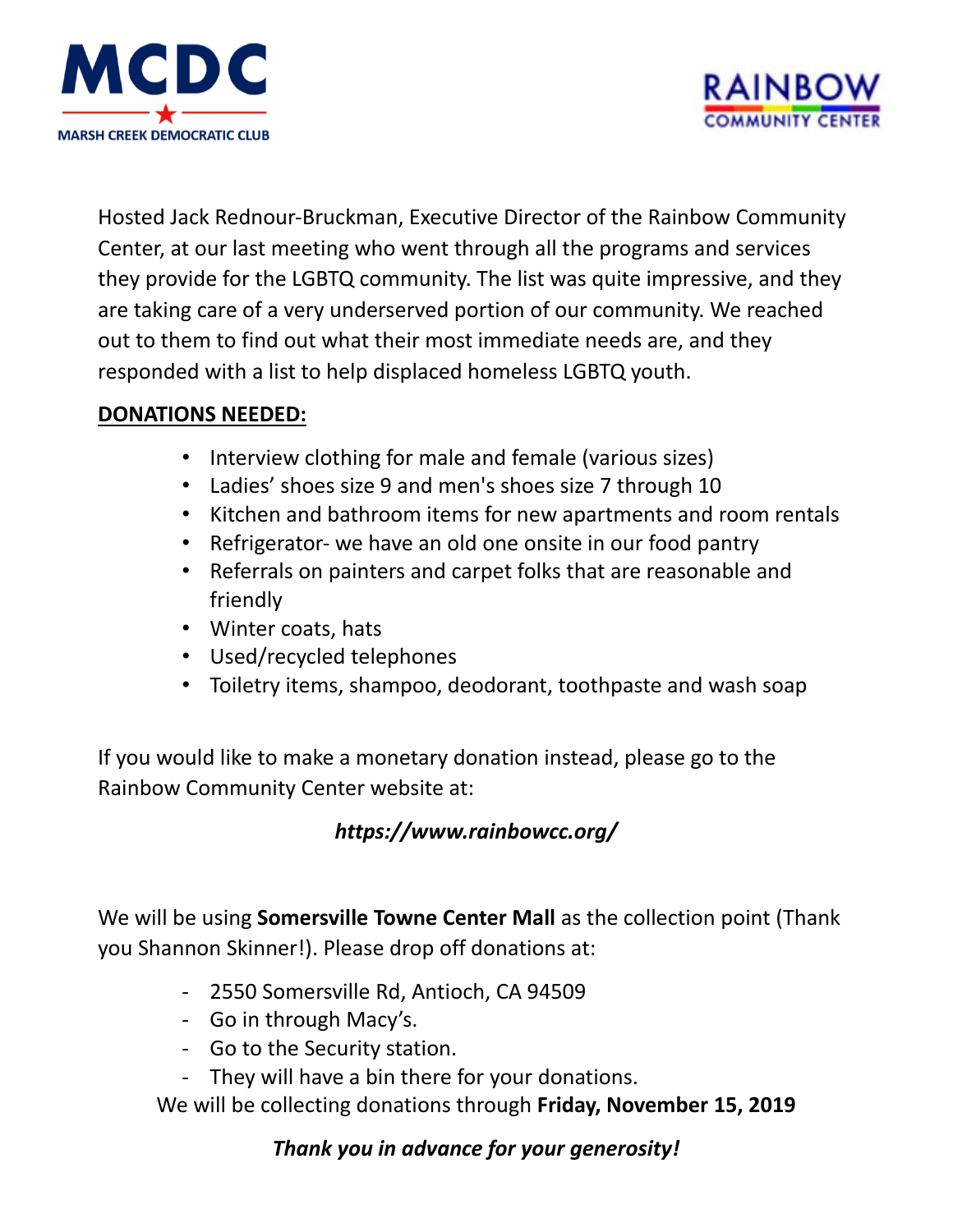MCDC
MARSH CREEK DEMOCRATIC CLUB

RAINBOW
COMMUNITY CENTER

Hosted Jack Rednour-Bruckman, Executive Director of the Rainbow Community Center, at our last meeting who went through all the programs and services they provide for the LGBTQ community. The list was quite impressive, and they are taking care of a very underserved portion of our community. We reached out to them to find out what their most immediate needs are, and they responded with a list to help displaced homeless LGBTQ youth.

**DONATIONS NEEDED:**

- Interview clothing for male and female (various sizes)
- Ladies' shoes size 9 and men's shoes size 7 through 10
- Kitchen and bathroom items for new apartments and room rentals
- Refrigerator- we have an old one onsite in our food pantry
- Referrals on painters and carpet folks that are reasonable and friendly
- Winter coats, hats
- Used/recycled telephones
- Toiletry items, shampoo, deodorant, toothpaste and wash soap

If you would like to make a monetary donation instead, please go to the Rainbow Community Center website at:

***https://www.rainbowcc.org/***

We will be using **Somersville Towne Center Mall** as the collection point (Thank you Shannon Skinner!). Please drop off donations at:

- 2550 Somersville Rd, Antioch, CA 94509
- Go in through Macy's.
- Go to the Security station.
- They will have a bin there for your donations.

We will be collecting donations through **Friday, November 15, 2019**

***Thank you in advance for your generosity!***